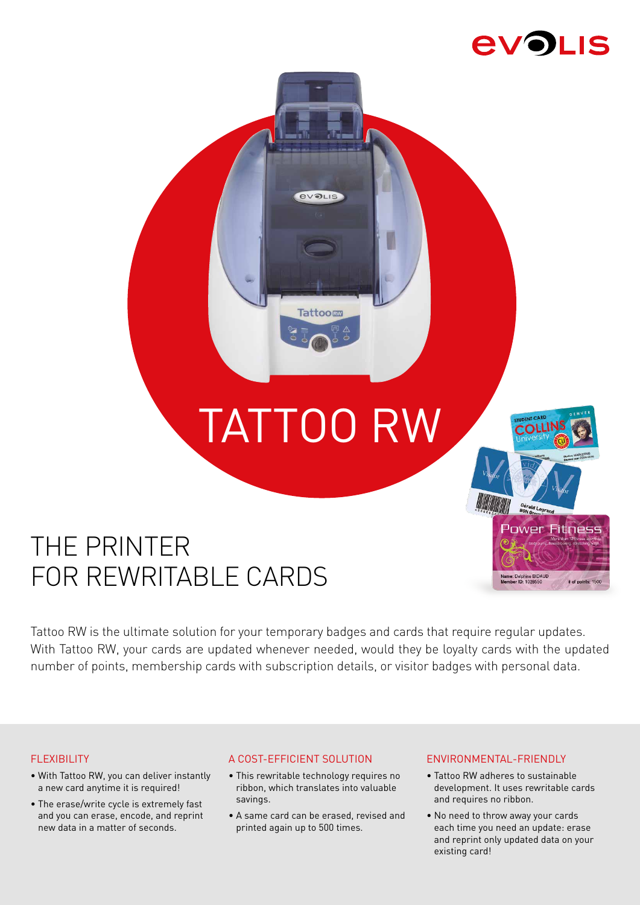# TATTOO RW

## THE PRINTER FOR REWRITABLE CARDS

Tattoo RW is the ultimate solution for your temporary badges and cards that require regular updates. With Tattoo RW, your cards are updated whenever needed, would they be loyalty cards with the updated number of points, membership cards with subscription details, or visitor badges with personal data.

### FLEXIBILITY

- With Tattoo RW, you can deliver instantly a new card anytime it is required!
- The erase/write cycle is extremely fast and you can erase, encode, and reprint new data in a matter of seconds.

### A COST-EFFICIENT SOLUTION

- This rewritable technology requires no ribbon, which translates into valuable savings.
- A same card can be erased, revised and printed again up to 500 times.

### ENVIRONMENTAL-FRIENDLY

- Tattoo RW adheres to sustainable development. It uses rewritable cards and requires no ribbon.
- No need to throw away your cards each time you need an update: erase and reprint only updated data on your existing card!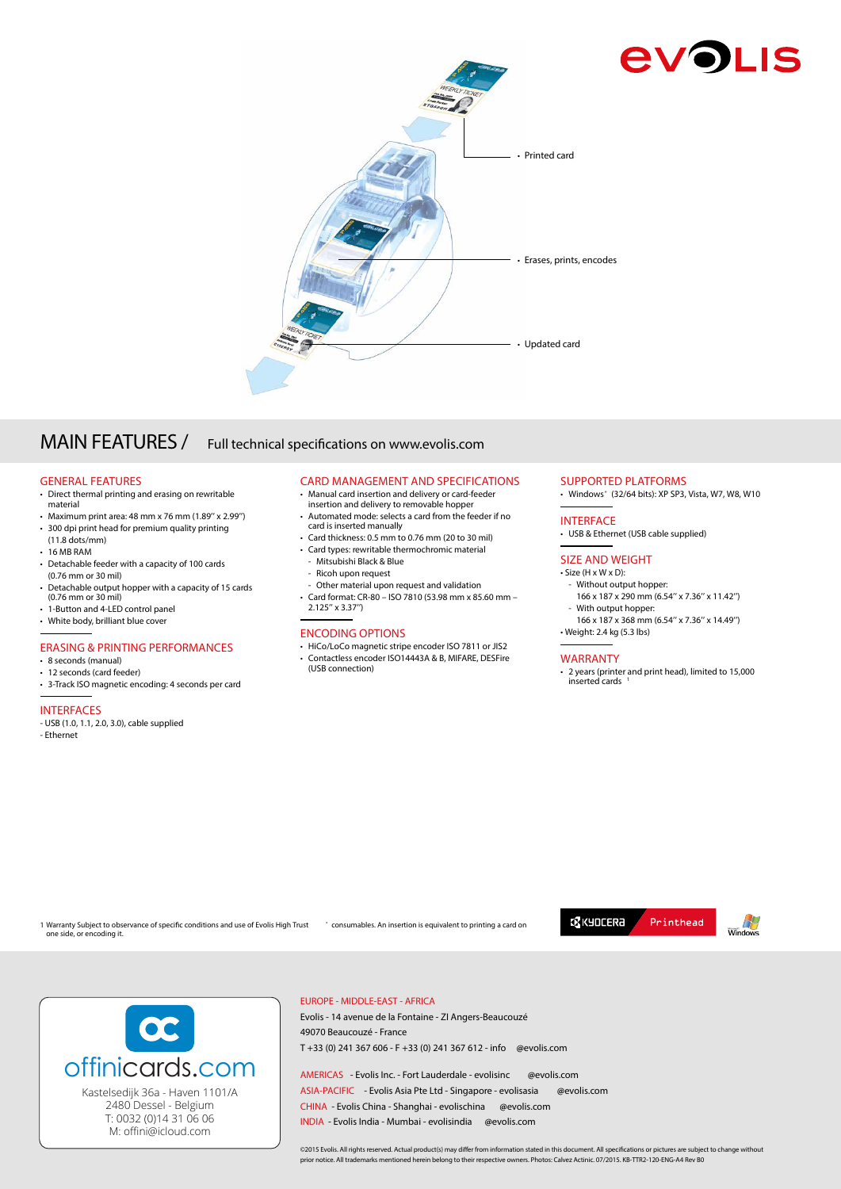evolis

- Printed card
- Erases, prints, encodes
- Updated card

## MAIN FEATURES / Full technical specifications on www.evolis.com

### GENERAL FEATURES

- Direct thermal printing and erasing on rewritable material
- Maximum print area: 48 mm x 76 mm (1.89'' x 2.99'')
- 300 dpi print head for premium quality printing (11.8 dots/mm)
- 16 MB RAM
- Detachable feeder with a capacity of 100 cards (0.76 mm or 30 mil)
- Detachable output hopper with a capacity of 15 cards (0.76 mm or 30 mil)
- 1-Button and 4-LED control panel
- White body, brilliant blue cover

### ERASING & PRINTING PERFORMANCES

- 8 seconds (manual)
- 12 seconds (card feeder)
- 3-Track ISO magnetic encoding: 4 seconds per card

### INTERFACES

- USB (1.0, 1.1, 2.0, 3.0), cable supplied
- Ethernet

### CARD MANAGEMENT AND SPECIFICATIONS

- Manual card insertion and delivery or card-feeder insertion and delivery to removable hopper
- Automated mode: selects a card from the feeder if no card is inserted manually
- Card thickness: 0.5 mm to 0.76 mm (20 to 30 mil)
- Card types: rewritable thermochromic material
  - Mitsubishi Black & Blue
  - Ricoh upon request
  - Other material upon request and validation
- Card format: CR-80 – ISO 7810 (53.98 mm x 85.60 mm – 2.125'' x 3.37'')

### ENCODING OPTIONS

- HiCo/LoCo magnetic stripe encoder ISO 7811 or JIS2
- Contactless encoder ISO14443A & B, MIFARE, DESFire (USB connection)

### SUPPORTED PLATFORMS

- Windows* (32/64 bits): XP SP3, Vista, W7, W8, W10

### INTERFACE

- USB & Ethernet (USB cable supplied)

### SIZE AND WEIGHT

- Size (H x W x D):
  - Without output hopper: 166 x 187 x 290 mm (6.54'' x 7.36'' x 11.42'')
  - With output hopper: 166 x 187 x 368 mm (6.54'' x 7.36'' x 14.49'')
- Weight: 2.4 kg (5.3 lbs)

### WARRANTY

- 2 years (printer and print head), limited to 15,000 inserted cards [1]

1 Warranty Subject to observance of specific conditions and use of Evolis High Trust* consumables. An insertion is equivalent to printing a card on one side, or encoding it.

KYOCERA Printhead

Windows

offinicards.com
Kastelsedijk 36a - Haven 1101/A
2480 Dessel - Belgium
T: 0032 (0)14 31 06 06
M: offini@icloud.com

EUROPE - MIDDLE-EAST - AFRICA
Evolis - 14 avenue de la Fontaine - ZI Angers-Beaucouzé
49070 Beaucouzé - France
T +33 (0) 241 367 606 - F +33 (0) 241 367 612 - info@evolis.com

AMERICAS - Evolis Inc. - Fort Lauderdale - evolisinc@evolis.com
ASIA-PACIFIC - Evolis Asia Pte Ltd - Singapore - evolisasia@evolis.com
CHINA - Evolis China - Shanghai - evolischina@evolis.com
INDIA - Evolis India - Mumbai - evolisindia@evolis.com

©2015 Evolis. All rights reserved. Actual product(s) may differ from information stated in this document. All specifications or pictures are subject to change without prior notice. All trademarks mentioned herein belong to their respective owners. Photos: Calvez Actinic. 07/2015. KB-TTR2-120-ENG-A4 Rev B0